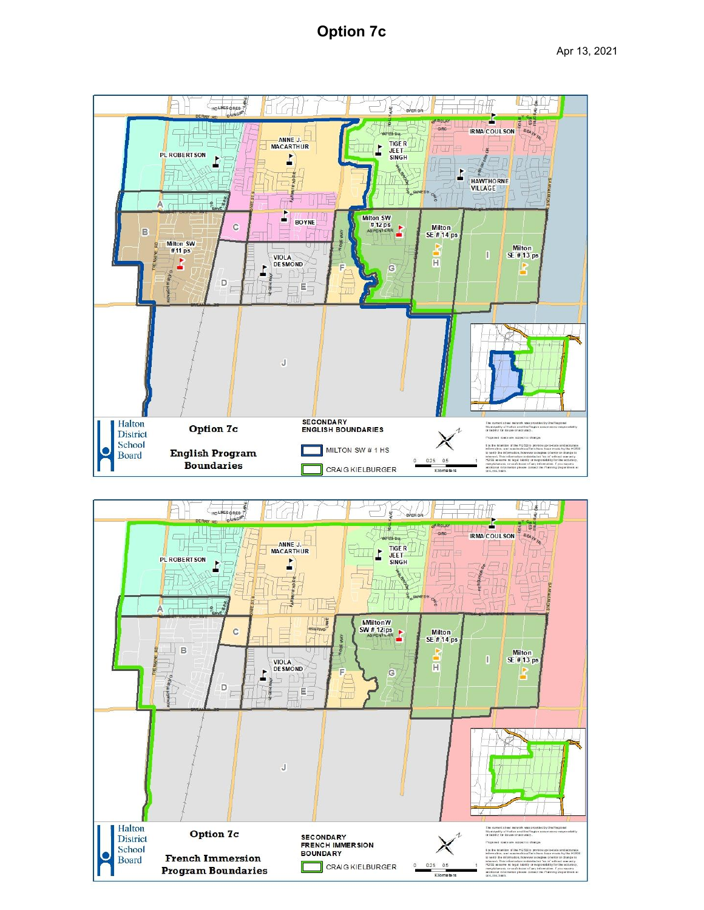# Option 7c

Apr 13, 2021

Halton District School Board

**Option 7c**

**English Program Boundaries**

**SECONDARY ENGLISH BOUNDARIES**

- MILTON SW # 1 HS
- CRAIG KIELBURGER

Halton District School Board

**Option 7c**

**French Immersion Program Boundaries**

**SECONDARY FRENCH IMMERSION BOUNDARY**

- CRAIG KIELBURGER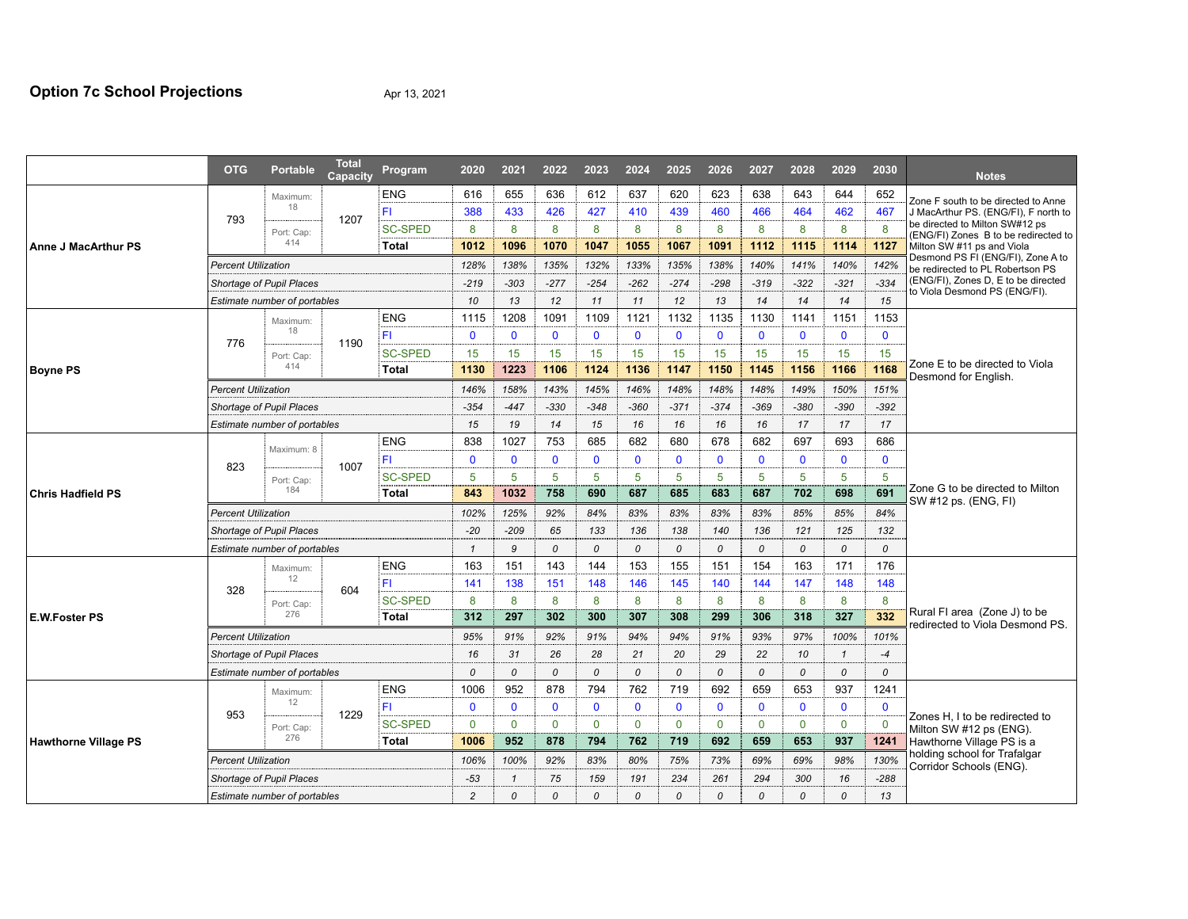# Option 7c School Projections

Apr 13, 2021

| School | OTG | Portable | Total Capacity | Program | 2020 | 2021 | 2022 | 2023 | 2024 | 2025 | 2026 | 2027 | 2028 | 2029 | 2030 | Notes |
|---|---|---|---|---|---|---|---|---|---|---|---|---|---|---|---|---|
| **Anne J MacArthur PS** | 793 | Maximum: 18 / Port: Cap: 414 | 1207 | ENG | 616 | 655 | 636 | 612 | 637 | 620 | 623 | 638 | 643 | 644 | 652 | Zone F south to be directed to Anne J MacArthur PS. (ENG/FI), F north to be directed to Milton SW#12 ps (ENG/FI) Zones B to be redirected to Milton SW #11 ps and Viola Desmond PS FI (ENG/FI), Zone A to be redirected to PL Robertson PS (ENG/FI), Zones D, E to be directed to Viola Desmond PS (ENG/FI). |
| | | | | FI | 388 | 433 | 426 | 427 | 410 | 439 | 460 | 466 | 464 | 462 | 467 | |
| | | | | SC-SPED | 8 | 8 | 8 | 8 | 8 | 8 | 8 | 8 | 8 | 8 | 8 | |
| | | | | **Total** | **1012** | **1096** | **1070** | **1047** | **1055** | **1067** | **1091** | **1112** | **1115** | **1114** | **1127** | |
| | *Percent Utilization* | | | | *128%* | *138%* | *135%* | *132%* | *133%* | *135%* | *138%* | *140%* | *141%* | *140%* | *142%* | |
| | *Shortage of Pupil Places* | | | | *-219* | *-303* | *-277* | *-254* | *-262* | *-274* | *-298* | *-319* | *-322* | *-321* | *-334* | |
| | *Estimate number of portables* | | | | *10* | *13* | *12* | *11* | *11* | *12* | *13* | *14* | *14* | *14* | *15* | |
| **Boyne PS** | 776 | Maximum: 18 / Port: Cap: 414 | 1190 | ENG | 1115 | 1208 | 1091 | 1109 | 1121 | 1132 | 1135 | 1130 | 1141 | 1151 | 1153 | Zone E to be directed to Viola Desmond for English. |
| | | | | FI | 0 | 0 | 0 | 0 | 0 | 0 | 0 | 0 | 0 | 0 | 0 | |
| | | | | SC-SPED | 15 | 15 | 15 | 15 | 15 | 15 | 15 | 15 | 15 | 15 | 15 | |
| | | | | **Total** | **1130** | **1223** | **1106** | **1124** | **1136** | **1147** | **1150** | **1145** | **1156** | **1166** | **1168** | |
| | *Percent Utilization* | | | | *146%* | *158%* | *143%* | *145%* | *146%* | *148%* | *148%* | *148%* | *149%* | *150%* | *151%* | |
| | *Shortage of Pupil Places* | | | | *-354* | *-447* | *-330* | *-348* | *-360* | *-371* | *-374* | *-369* | *-380* | *-390* | *-392* | |
| | *Estimate number of portables* | | | | *15* | *19* | *14* | *15* | *16* | *16* | *16* | *16* | *17* | *17* | *17* | |
| **Chris Hadfield PS** | 823 | Maximum: 8 / Port: Cap: 184 | 1007 | ENG | 838 | 1027 | 753 | 685 | 682 | 680 | 678 | 682 | 697 | 693 | 686 | Zone G to be directed to Milton SW #12 ps. (ENG, FI) |
| | | | | FI | 0 | 0 | 0 | 0 | 0 | 0 | 0 | 0 | 0 | 0 | 0 | |
| | | | | SC-SPED | 5 | 5 | 5 | 5 | 5 | 5 | 5 | 5 | 5 | 5 | 5 | |
| | | | | **Total** | **843** | **1032** | **758** | **690** | **687** | **685** | **683** | **687** | **702** | **698** | **691** | |
| | *Percent Utilization* | | | | *102%* | *125%* | *92%* | *84%* | *83%* | *83%* | *83%* | *83%* | *85%* | *85%* | *84%* | |
| | *Shortage of Pupil Places* | | | | *-20* | *-209* | *65* | *133* | *136* | *138* | *140* | *136* | *121* | *125* | *132* | |
| | *Estimate number of portables* | | | | *1* | *9* | *0* | *0* | *0* | *0* | *0* | *0* | *0* | *0* | *0* | |
| **E.W.Foster PS** | 328 | Maximum: 12 / Port: Cap: 276 | 604 | ENG | 163 | 151 | 143 | 144 | 153 | 155 | 151 | 154 | 163 | 171 | 176 | Rural FI area (Zone J) to be redirected to Viola Desmond PS. |
| | | | | FI | 141 | 138 | 151 | 148 | 146 | 145 | 140 | 144 | 147 | 148 | 148 | |
| | | | | SC-SPED | 8 | 8 | 8 | 8 | 8 | 8 | 8 | 8 | 8 | 8 | 8 | |
| | | | | **Total** | **312** | **297** | **302** | **300** | **307** | **308** | **299** | **306** | **318** | **327** | **332** | |
| | *Percent Utilization* | | | | *95%* | *91%* | *92%* | *91%* | *94%* | *94%* | *91%* | *93%* | *97%* | *100%* | *101%* | |
| | *Shortage of Pupil Places* | | | | *16* | *31* | *26* | *28* | *21* | *20* | *29* | *22* | *10* | *1* | *-4* | |
| | *Estimate number of portables* | | | | *0* | *0* | *0* | *0* | *0* | *0* | *0* | *0* | *0* | *0* | *0* | |
| **Hawthorne Village PS** | 953 | Maximum: 12 / Port: Cap: 276 | 1229 | ENG | 1006 | 952 | 878 | 794 | 762 | 719 | 692 | 659 | 653 | 937 | 1241 | Zones H, I to be redirected to Milton SW #12 ps (ENG). Hawthorne Village PS is a holding school for Trafalgar Corridor Schools (ENG). |
| | | | | FI | 0 | 0 | 0 | 0 | 0 | 0 | 0 | 0 | 0 | 0 | 0 | |
| | | | | SC-SPED | 0 | 0 | 0 | 0 | 0 | 0 | 0 | 0 | 0 | 0 | 0 | |
| | | | | **Total** | **1006** | **952** | **878** | **794** | **762** | **719** | **692** | **659** | **653** | **937** | **1241** | |
| | *Percent Utilization* | | | | *106%* | *100%* | *92%* | *83%* | *80%* | *75%* | *73%* | *69%* | *69%* | *98%* | *130%* | |
| | *Shortage of Pupil Places* | | | | *-53* | *1* | *75* | *159* | *191* | *234* | *261* | *294* | *300* | *16* | *-288* | |
| | *Estimate number of portables* | | | | *2* | *0* | *0* | *0* | *0* | *0* | *0* | *0* | *0* | *0* | *13* | |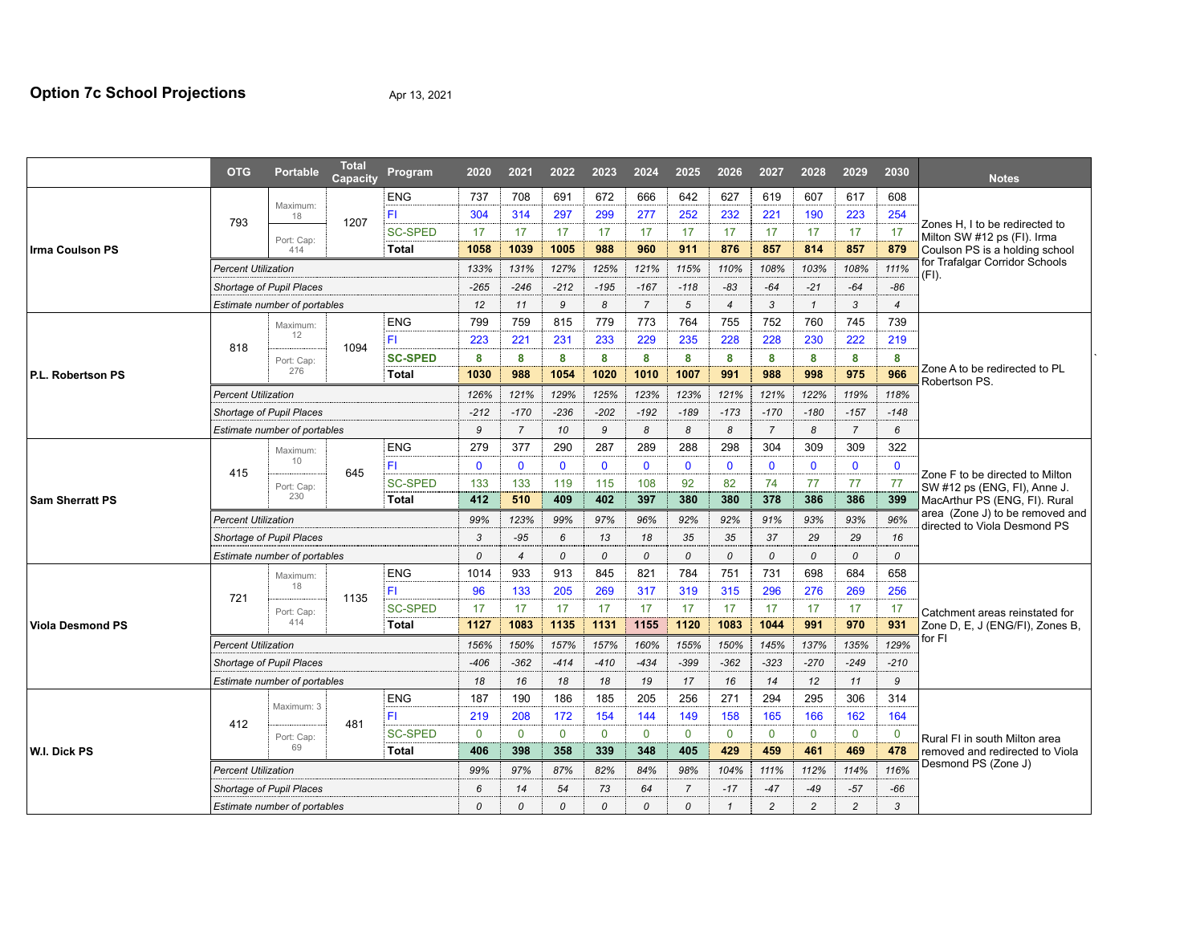# Option 7c School Projections

Apr 13, 2021

| | OTG | Portable | Total Capacity | Program | 2020 | 2021 | 2022 | 2023 | 2024 | 2025 | 2026 | 2027 | 2028 | 2029 | 2030 | Notes |
|---|---|---|---|---|---|---|---|---|---|---|---|---|---|---|---|---|
| **Irma Coulson PS** | 793 | Maximum: 18 / Port. Cap: 414 | 1207 | ENG | 737 | 708 | 691 | 672 | 666 | 642 | 627 | 619 | 607 | 617 | 608 | Zones H, I to be redirected to Milton SW #12 ps (FI). Irma Coulson PS is a holding school for Trafalgar Corridor Schools (FI). |
| | | | | FI | 304 | 314 | 297 | 299 | 277 | 252 | 232 | 221 | 190 | 223 | 254 | |
| | | | | SC-SPED | 17 | 17 | 17 | 17 | 17 | 17 | 17 | 17 | 17 | 17 | 17 | |
| | | | | **Total** | **1058** | **1039** | **1005** | **988** | **960** | **911** | **876** | **857** | **814** | **857** | **879** | |
| | *Percent Utilization* | | | | *133%* | *131%* | *127%* | *125%* | *121%* | *115%* | *110%* | *108%* | *103%* | *108%* | *111%* | |
| | *Shortage of Pupil Places* | | | | *-265* | *-246* | *-212* | *-195* | *-167* | *-118* | *-83* | *-64* | *-21* | *-64* | *-86* | |
| | *Estimate number of portables* | | | | *12* | *11* | *9* | *8* | *7* | *5* | *4* | *3* | *1* | *3* | *4* | |
| **P.L. Robertson PS** | 818 | Maximum: 12 / Port. Cap: 276 | 1094 | ENG | 799 | 759 | 815 | 779 | 773 | 764 | 755 | 752 | 760 | 745 | 739 | Zone A to be redirected to PL Robertson PS. |
| | | | | FI | 223 | 221 | 231 | 233 | 229 | 235 | 228 | 228 | 230 | 222 | 219 | |
| | | | | **SC-SPED** | **8** | **8** | **8** | **8** | **8** | **8** | **8** | **8** | **8** | **8** | **8** | |
| | | | | **Total** | **1030** | **988** | **1054** | **1020** | **1010** | **1007** | **991** | **988** | **998** | **975** | **966** | |
| | *Percent Utilization* | | | | *126%* | *121%* | *129%* | *125%* | *123%* | *123%* | *121%* | *121%* | *122%* | *119%* | *118%* | |
| | *Shortage of Pupil Places* | | | | *-212* | *-170* | *-236* | *-202* | *-192* | *-189* | *-173* | *-170* | *-180* | *-157* | *-148* | |
| | *Estimate number of portables* | | | | *9* | *7* | *10* | *9* | *8* | *8* | *8* | *7* | *8* | *7* | *6* | |
| **Sam Sherratt PS** | 415 | Maximum: 10 / Port. Cap: 230 | 645 | ENG | 279 | 377 | 290 | 287 | 289 | 288 | 298 | 304 | 309 | 309 | 322 | Zone F to be directed to Milton SW #12 ps (ENG, FI), Anne J. MacArthur PS (ENG, FI). Rural area (Zone J) to be removed and directed to Viola Desmond PS |
| | | | | FI | 0 | 0 | 0 | 0 | 0 | 0 | 0 | 0 | 0 | 0 | 0 | |
| | | | | SC-SPED | 133 | 133 | 119 | 115 | 108 | 92 | 82 | 74 | 77 | 77 | 77 | |
| | | | | **Total** | **412** | **510** | **409** | **402** | **397** | **380** | **380** | **378** | **386** | **386** | **399** | |
| | *Percent Utilization* | | | | *99%* | *123%* | *99%* | *97%* | *96%* | *92%* | *92%* | *91%* | *93%* | *93%* | *96%* | |
| | *Shortage of Pupil Places* | | | | *3* | *-95* | *6* | *13* | *18* | *35* | *35* | *37* | *29* | *29* | *16* | |
| | *Estimate number of portables* | | | | *0* | *4* | *0* | *0* | *0* | *0* | *0* | *0* | *0* | *0* | *0* | |
| **Viola Desmond PS** | 721 | Maximum: 18 / Port. Cap: 414 | 1135 | ENG | 1014 | 933 | 913 | 845 | 821 | 784 | 751 | 731 | 698 | 684 | 658 | Catchment areas reinstated for Zone D, E, J (ENG/FI), Zones B, for FI |
| | | | | FI | 96 | 133 | 205 | 269 | 317 | 319 | 315 | 296 | 276 | 269 | 256 | |
| | | | | SC-SPED | 17 | 17 | 17 | 17 | 17 | 17 | 17 | 17 | 17 | 17 | 17 | |
| | | | | **Total** | **1127** | **1083** | **1135** | **1131** | **1155** | **1120** | **1083** | **1044** | **991** | **970** | **931** | |
| | *Percent Utilization* | | | | *156%* | *150%* | *157%* | *157%* | *160%* | *155%* | *150%* | *145%* | *137%* | *135%* | *129%* | |
| | *Shortage of Pupil Places* | | | | *-406* | *-362* | *-414* | *-410* | *-434* | *-399* | *-362* | *-323* | *-270* | *-249* | *-210* | |
| | *Estimate number of portables* | | | | *18* | *16* | *18* | *18* | *19* | *17* | *16* | *14* | *12* | *11* | *9* | |
| **W.I. Dick PS** | 412 | Maximum: 3 / Port. Cap: 69 | 481 | ENG | 187 | 190 | 186 | 185 | 205 | 256 | 271 | 294 | 295 | 306 | 314 | Rural FI in south Milton area removed and redirected to Viola Desmond PS (Zone J) |
| | | | | FI | 219 | 208 | 172 | 154 | 144 | 149 | 158 | 165 | 166 | 162 | 164 | |
| | | | | SC-SPED | 0 | 0 | 0 | 0 | 0 | 0 | 0 | 0 | 0 | 0 | 0 | |
| | | | | **Total** | **406** | **398** | **358** | **339** | **348** | **405** | **429** | **459** | **461** | **469** | **478** | |
| | *Percent Utilization* | | | | *99%* | *97%* | *87%* | *82%* | *84%* | *98%* | *104%* | *111%* | *112%* | *114%* | *116%* | |
| | *Shortage of Pupil Places* | | | | *6* | *14* | *54* | *73* | *64* | *7* | *-17* | *-47* | *-49* | *-57* | *-66* | |
| | *Estimate number of portables* | | | | *0* | *0* | *0* | *0* | *0* | *0* | *1* | *2* | *2* | *2* | *3* | |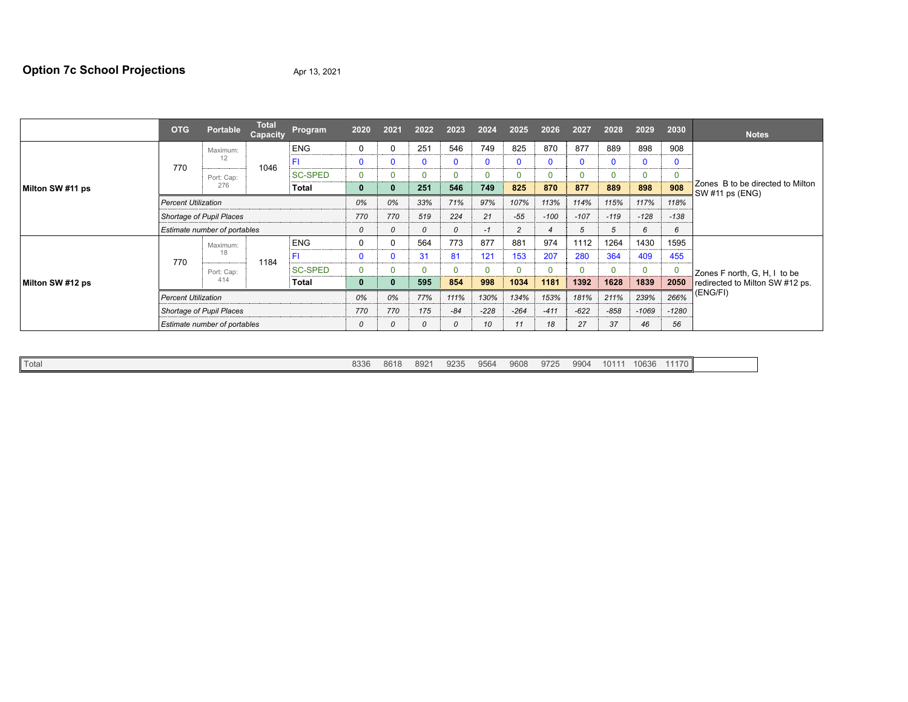## Option 7c School Projections

Apr 13, 2021

| | OTG | Portable | Total Capacity | Program | 2020 | 2021 | 2022 | 2023 | 2024 | 2025 | 2026 | 2027 | 2028 | 2029 | 2030 | Notes |
|---|---|---|---|---|---|---|---|---|---|---|---|---|---|---|---|---|
| Milton SW #11 ps | 770 | Maximum: 12 | 1046 | ENG | 0 | 0 | 251 | 546 | 749 | 825 | 870 | 877 | 889 | 898 | 908 | Zones B to be directed to Milton SW #11 ps (ENG) |
| | | | | FI | 0 | 0 | 0 | 0 | 0 | 0 | 0 | 0 | 0 | 0 | 0 | |
| | | Port: Cap: 276 | | SC-SPED | 0 | 0 | 0 | 0 | 0 | 0 | 0 | 0 | 0 | 0 | 0 | |
| | | | | **Total** | **0** | **0** | **251** | **546** | **749** | **825** | **870** | **877** | **889** | **898** | **908** | |
| | *Percent Utilization* | | | | *0%* | *0%* | *33%* | *71%* | *97%* | *107%* | *113%* | *114%* | *115%* | *117%* | *118%* | |
| | *Shortage of Pupil Places* | | | | *770* | *770* | *519* | *224* | *21* | *-55* | *-100* | *-107* | *-119* | *-128* | *-138* | |
| | *Estimate number of portables* | | | | *0* | *0* | *0* | *0* | *-1* | *2* | *4* | *5* | *5* | *6* | *6* | |
| Milton SW #12 ps | 770 | Maximum: 18 | 1184 | ENG | 0 | 0 | 564 | 773 | 877 | 881 | 974 | 1112 | 1264 | 1430 | 1595 | Zones F north, G, H, I to be redirected to Milton SW #12 ps. (ENG/FI) |
| | | | | FI | 0 | 0 | 31 | 81 | 121 | 153 | 207 | 280 | 364 | 409 | 455 | |
| | | Port: Cap: 414 | | SC-SPED | 0 | 0 | 0 | 0 | 0 | 0 | 0 | 0 | 0 | 0 | 0 | |
| | | | | **Total** | **0** | **0** | **595** | **854** | **998** | **1034** | **1181** | **1392** | **1628** | **1839** | **2050** | |
| | *Percent Utilization* | | | | *0%* | *0%* | *77%* | *111%* | *130%* | *134%* | *153%* | *181%* | *211%* | *239%* | *266%* | |
| | *Shortage of Pupil Places* | | | | *770* | *770* | *175* | *-84* | *-228* | *-264* | *-411* | *-622* | *-858* | *-1069* | *-1280* | |
| | *Estimate number of portables* | | | | *0* | *0* | *0* | *0* | *10* | *11* | *18* | *27* | *37* | *46* | *56* | |

| Total | 2020 | 2021 | 2022 | 2023 | 2024 | 2025 | 2026 | 2027 | 2028 | 2029 | 2030 |
|---|---|---|---|---|---|---|---|---|---|---|---|
| Total | 8336 | 8618 | 8921 | 9235 | 9564 | 9608 | 9725 | 9904 | 10111 | 10636 | 11170 |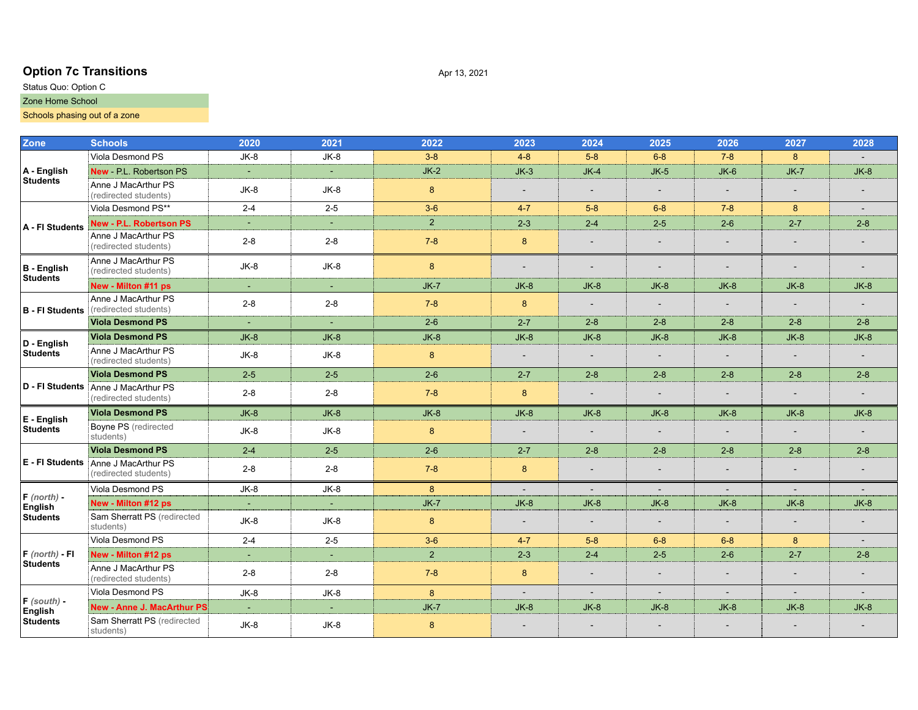## Option 7c Transitions

Apr 13, 2021

Status Quo: Option C

Zone Home School

Schools phasing out of a zone

| Zone | Schools | 2020 | 2021 | 2022 | 2023 | 2024 | 2025 | 2026 | 2027 | 2028 |
|---|---|---|---|---|---|---|---|---|---|---|
| A - English Students | Viola Desmond PS | JK-8 | JK-8 | 3-8 | 4-8 | 5-8 | 6-8 | 7-8 | 8 | - |
| | **New** - P.L. Robertson PS | - | - | JK-2 | JK-3 | JK-4 | JK-5 | JK-6 | JK-7 | JK-8 |
| | Anne J MacArthur PS (redirected students) | JK-8 | JK-8 | 8 | - | - | - | - | - | - |
| A - FI Students | Viola Desmond PS** | 2-4 | 2-5 | 3-6 | 4-7 | 5-8 | 6-8 | 7-8 | 8 | - |
| | **New - P.L. Robertson PS** | - | - | 2 | 2-3 | 2-4 | 2-5 | 2-6 | 2-7 | 2-8 |
| | Anne J MacArthur PS (redirected students) | 2-8 | 2-8 | 7-8 | 8 | - | - | - | - | - |
| B - English Students | Anne J MacArthur PS (redirected students) | JK-8 | JK-8 | 8 | - | - | - | - | - | - |
| | **New - Milton #11 ps** | - | - | JK-7 | JK-8 | JK-8 | JK-8 | JK-8 | JK-8 | JK-8 |
| B - FI Students | Anne J MacArthur PS (redirected students) | 2-8 | 2-8 | 7-8 | 8 | - | - | - | - | - |
| | **Viola Desmond PS** | - | - | 2-6 | 2-7 | 2-8 | 2-8 | 2-8 | 2-8 | 2-8 |
| D - English Students | **Viola Desmond PS** | JK-8 | JK-8 | JK-8 | JK-8 | JK-8 | JK-8 | JK-8 | JK-8 | JK-8 |
| | Anne J MacArthur PS (redirected students) | JK-8 | JK-8 | 8 | - | - | - | - | - | - |
| D - FI Students | **Viola Desmond PS** | 2-5 | 2-5 | 2-6 | 2-7 | 2-8 | 2-8 | 2-8 | 2-8 | 2-8 |
| | Anne J MacArthur PS (redirected students) | 2-8 | 2-8 | 7-8 | 8 | - | - | - | - | - |
| E - English Students | **Viola Desmond PS** | JK-8 | JK-8 | JK-8 | JK-8 | JK-8 | JK-8 | JK-8 | JK-8 | JK-8 |
| | Boyne PS (redirected students) | JK-8 | JK-8 | 8 | - | - | - | - | - | - |
| E - FI Students | **Viola Desmond PS** | 2-4 | 2-5 | 2-6 | 2-7 | 2-8 | 2-8 | 2-8 | 2-8 | 2-8 |
| | Anne J MacArthur PS (redirected students) | 2-8 | 2-8 | 7-8 | 8 | - | - | - | - | - |
| F *(north)* - English Students | Viola Desmond PS | JK-8 | JK-8 | 8 | - | - | - | - | - | - |
| | **New - Milton #12 ps** | - | - | JK-7 | JK-8 | JK-8 | JK-8 | JK-8 | JK-8 | JK-8 |
| | Sam Sherratt PS (redirected students) | JK-8 | JK-8 | 8 | - | - | - | - | - | - |
| F *(north)* - FI Students | Viola Desmond PS | 2-4 | 2-5 | 3-6 | 4-7 | 5-8 | 6-8 | 6-8 | 8 | - |
| | **New - Milton #12 ps** | - | - | 2 | 2-3 | 2-4 | 2-5 | 2-6 | 2-7 | 2-8 |
| | Anne J MacArthur PS (redirected students) | 2-8 | 2-8 | 7-8 | 8 | - | - | - | - | - |
| F *(south)* - English Students | Viola Desmond PS | JK-8 | JK-8 | 8 | - | - | - | - | - | - |
| | **New - Anne J. MacArthur PS** | - | - | JK-7 | JK-8 | JK-8 | JK-8 | JK-8 | JK-8 | JK-8 |
| | Sam Sherratt PS (redirected students) | JK-8 | JK-8 | 8 | - | - | - | - | - | - |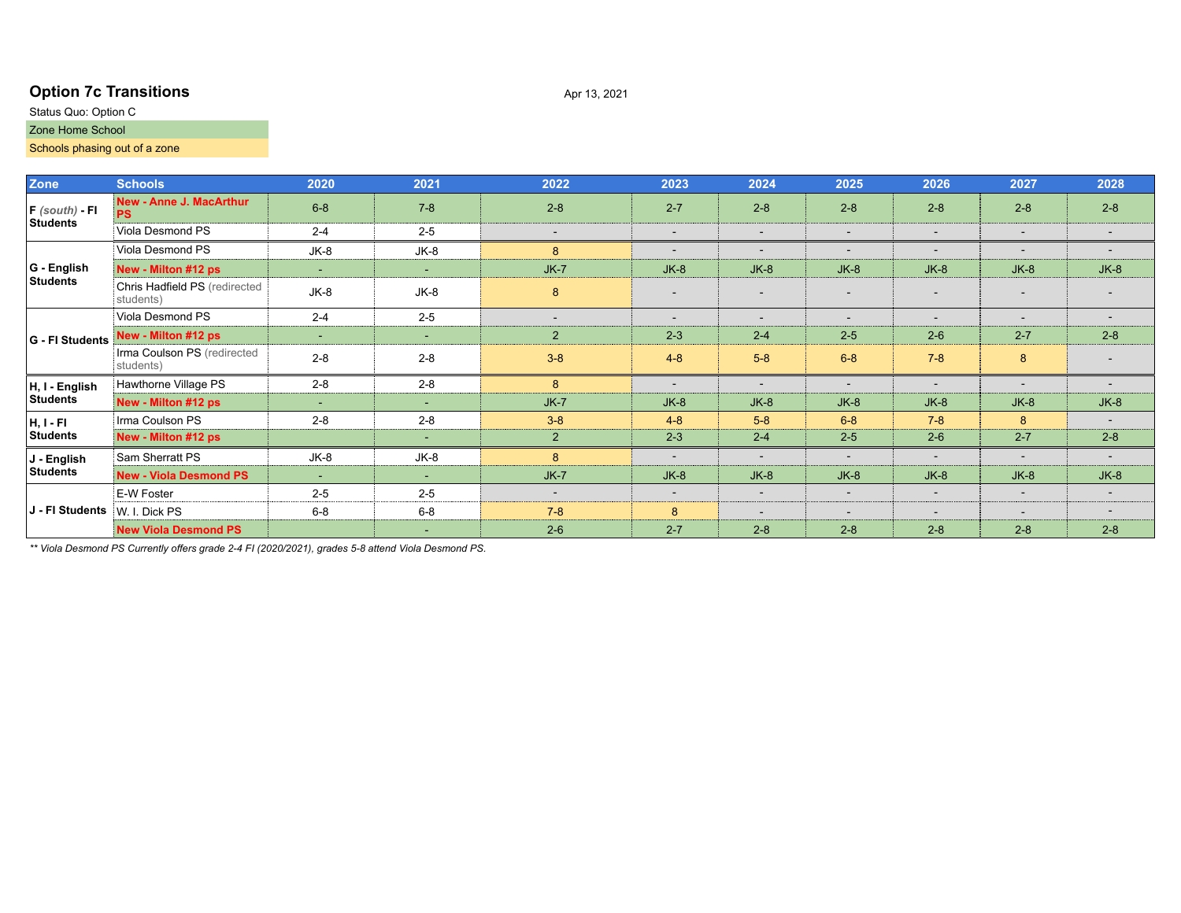## Option 7c Transitions

Apr 13, 2021

Status Quo: Option C

Zone Home School

Schools phasing out of a zone

| Zone | Schools | 2020 | 2021 | 2022 | 2023 | 2024 | 2025 | 2026 | 2027 | 2028 |
|---|---|---|---|---|---|---|---|---|---|---|
| F *(south)* - FI Students | **New - Anne J. MacArthur PS** | 6-8 | 7-8 | 2-8 | 2-7 | 2-8 | 2-8 | 2-8 | 2-8 | 2-8 |
| | Viola Desmond PS | 2-4 | 2-5 | - | - | - | - | - | - | - |
| G - English Students | Viola Desmond PS | JK-8 | JK-8 | 8 | - | - | - | - | - | - |
| | **New - Milton #12 ps** | - | - | JK-7 | JK-8 | JK-8 | JK-8 | JK-8 | JK-8 | JK-8 |
| | Chris Hadfield PS (redirected students) | JK-8 | JK-8 | 8 | - | - | - | - | - | - |
| G - FI Students | Viola Desmond PS | 2-4 | 2-5 | - | - | - | - | - | - | - |
| | **New - Milton #12 ps** | - | - | 2 | 2-3 | 2-4 | 2-5 | 2-6 | 2-7 | 2-8 |
| | Irma Coulson PS (redirected students) | 2-8 | 2-8 | 3-8 | 4-8 | 5-8 | 6-8 | 7-8 | 8 | - |
| H, I - English Students | Hawthorne Village PS | 2-8 | 2-8 | 8 | - | - | - | - | - | - |
| | **New - Milton #12 ps** | - | - | JK-7 | JK-8 | JK-8 | JK-8 | JK-8 | JK-8 | JK-8 |
| H, I - FI Students | Irma Coulson PS | 2-8 | 2-8 | 3-8 | 4-8 | 5-8 | 6-8 | 7-8 | 8 | - |
| | **New - Milton #12 ps** | | - | 2 | 2-3 | 2-4 | 2-5 | 2-6 | 2-7 | 2-8 |
| J - English Students | Sam Sherratt PS | JK-8 | JK-8 | 8 | - | - | - | - | - | - |
| | **New - Viola Desmond PS** | - | - | JK-7 | JK-8 | JK-8 | JK-8 | JK-8 | JK-8 | JK-8 |
| J - FI Students | E-W Foster | 2-5 | 2-5 | - | - | - | - | - | - | - |
| | W. I. Dick PS | 6-8 | 6-8 | 7-8 | 8 | - | - | - | - | - |
| | **New Viola Desmond PS** | | - | 2-6 | 2-7 | 2-8 | 2-8 | 2-8 | 2-8 | 2-8 |

*** Viola Desmond PS Currently offers grade 2-4 FI (2020/2021), grades 5-8 attend Viola Desmond PS.*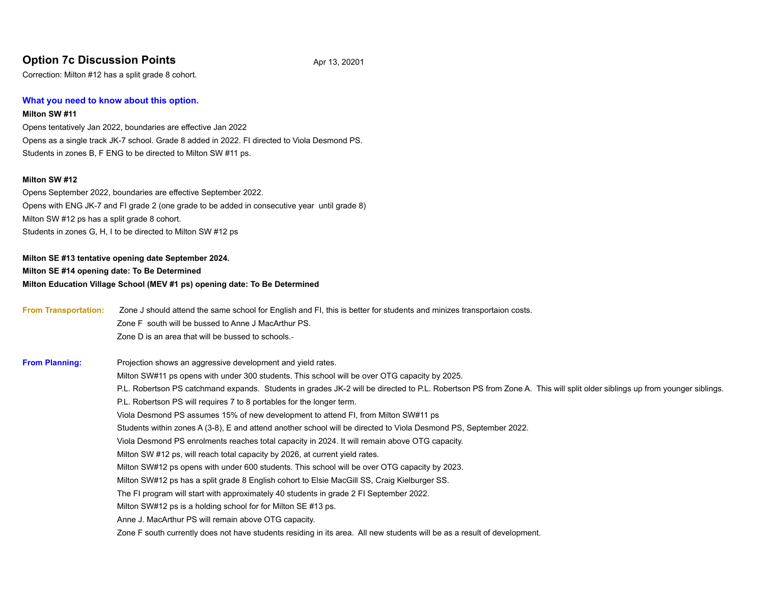## Option 7c Discussion Points

Apr 13, 20201

Correction: Milton #12 has a split grade 8 cohort.

### What you need to know about this option.

**Milton SW #11**

Opens tentatively Jan 2022, boundaries are effective Jan 2022

Opens as a single track JK-7 school. Grade 8 added in 2022. FI directed to Viola Desmond PS.

Students in zones B, F ENG to be directed to Milton SW #11 ps.

**Milton SW #12**

Opens September 2022, boundaries are effective September 2022.

Opens with ENG JK-7 and FI grade 2 (one grade to be added in consecutive year until grade 8)

Milton SW #12 ps has a split grade 8 cohort.

Students in zones G, H, I to be directed to Milton SW #12 ps

**Milton SE #13 tentative opening date September 2024.**

**Milton SE #14 opening date: To Be Determined**

**Milton Education Village School (MEV #1 ps) opening date: To Be Determined**

**From Transportation:**

Zone J should attend the same school for English and FI, this is better for students and minizes transportaion costs.

Zone F south will be bussed to Anne J MacArthur PS.

Zone D is an area that will be bussed to schools.-

**From Planning:**

Projection shows an aggressive development and yield rates.

Milton SW#11 ps opens with under 300 students. This school will be over OTG capacity by 2025.

P.L. Robertson PS catchmand expands. Students in grades JK-2 will be directed to P.L. Robertson PS from Zone A. This will split older siblings up from younger siblings.

P.L. Robertson PS will requires 7 to 8 portables for the longer term.

Viola Desmond PS assumes 15% of new development to attend FI, from Milton SW#11 ps

Students within zones A (3-8), E and attend another school will be directed to Viola Desmond PS, September 2022.

Viola Desmond PS enrolments reaches total capacity in 2024. It will remain above OTG capacity.

Milton SW #12 ps, will reach total capacity by 2026, at current yield rates.

Milton SW#12 ps opens with under 600 students. This school will be over OTG capacity by 2023.

Milton SW#12 ps has a split grade 8 English cohort to Elsie MacGill SS, Craig Kielburger SS.

The FI program will start with approximately 40 students in grade 2 FI September 2022.

Milton SW#12 ps is a holding school for for Milton SE #13 ps.

Anne J. MacArthur PS will remain above OTG capacity.

Zone F south currently does not have students residing in its area. All new students will be as a result of development.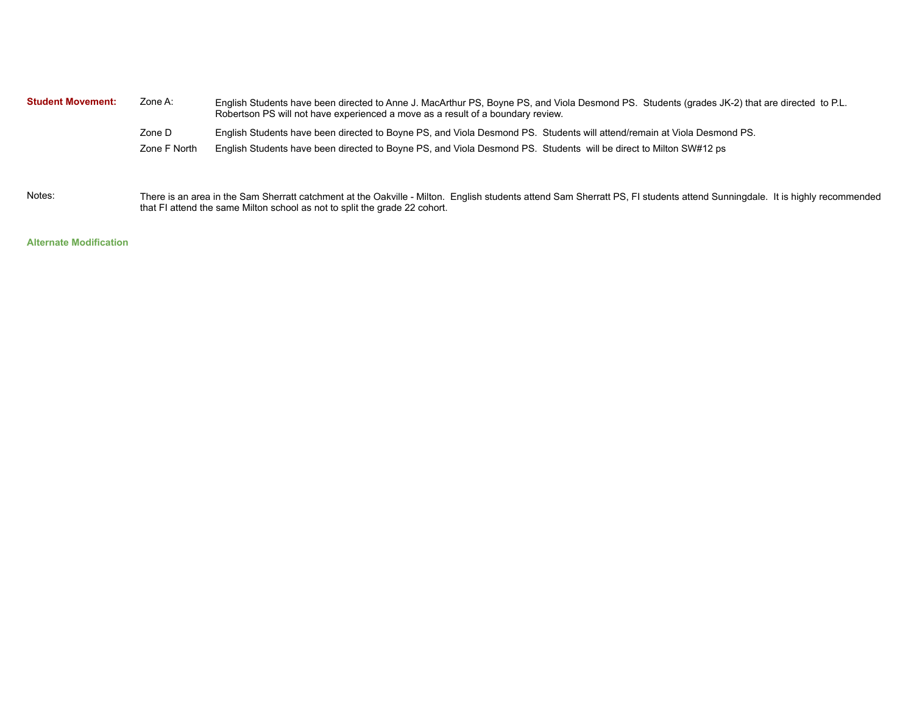**Student Movement:**

| | |
|---|---|
| Zone A: | English Students have been directed to Anne J. MacArthur PS, Boyne PS, and Viola Desmond PS. Students (grades JK-2) that are directed to P.L. Robertson PS will not have experienced a move as a result of a boundary review. |
| Zone D | English Students have been directed to Boyne PS, and Viola Desmond PS. Students will attend/remain at Viola Desmond PS. |
| Zone F North | English Students have been directed to Boyne PS, and Viola Desmond PS. Students will be direct to Milton SW#12 ps |

Notes: There is an area in the Sam Sherratt catchment at the Oakville - Milton. English students attend Sam Sherratt PS, FI students attend Sunningdale. It is highly recommended that FI attend the same Milton school as not to split the grade 22 cohort.

**Alternate Modification**